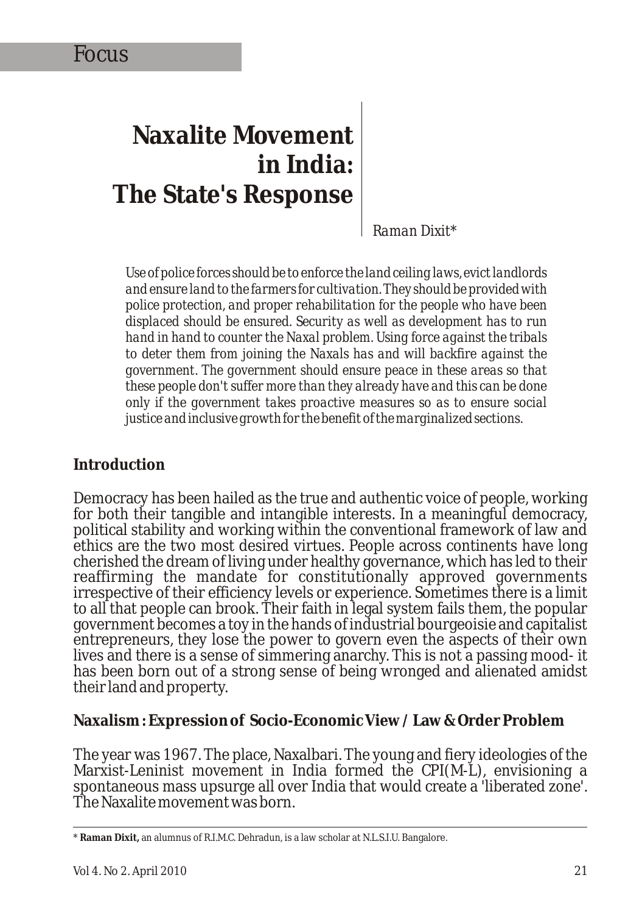Focus

# Naxalite Movement in India: The State's Response

*Raman Dixit**

*Use of police forces should be to enforce the land ceiling laws, evict landlords and ensure land to the farmers for cultivation. They should be provided with police protection, and proper rehabilitation for the people who have been displaced should be ensured. Security as well as development has to run hand in hand to counter the Naxal problem. Using force against the tribals to deter them from joining the Naxals has and will backfire against the government. The government should ensure peace in these areas so that these people don't suffer more than they already have and this can be done only if the government takes proactive measures so as to ensure social justice and inclusive growth for the benefit of the marginalized sections.*

## Introduction

Democracy has been hailed as the true and authentic voice of people, working for both their tangible and intangible interests. In a meaningful democracy, political stability and working within the conventional framework of law and ethics are the two most desired virtues. People across continents have long cherished the dream of living under healthy governance, which has led to their reaffirming the mandate for constitutionally approved governments irrespective of their efficiency levels or experience. Sometimes there is a limit to all that people can brook. Their faith in legal system fails them, the popular government becomes a toy in the hands of industrial bourgeoisie and capitalist entrepreneurs, they lose the power to govern even the aspects of their own lives and there is a sense of simmering anarchy. This is not a passing mood- it has been born out of a strong sense of being wronged and alienated amidst their land and property.

## Naxalism : Expression of Socio-Economic View / Law & Order Problem

The year was 1967. The place, Naxalbari. The young and fiery ideologies of the Marxist-Leninist movement in India formed the CPI(M-L), envisioning a spontaneous mass upsurge all over India that would create a 'liberated zone'. The Naxalite movement was born.

---

\* **Raman Dixit,** an alumnus of R.I.M.C. Dehradun, is a law scholar at N.L.S.I.U. Bangalore.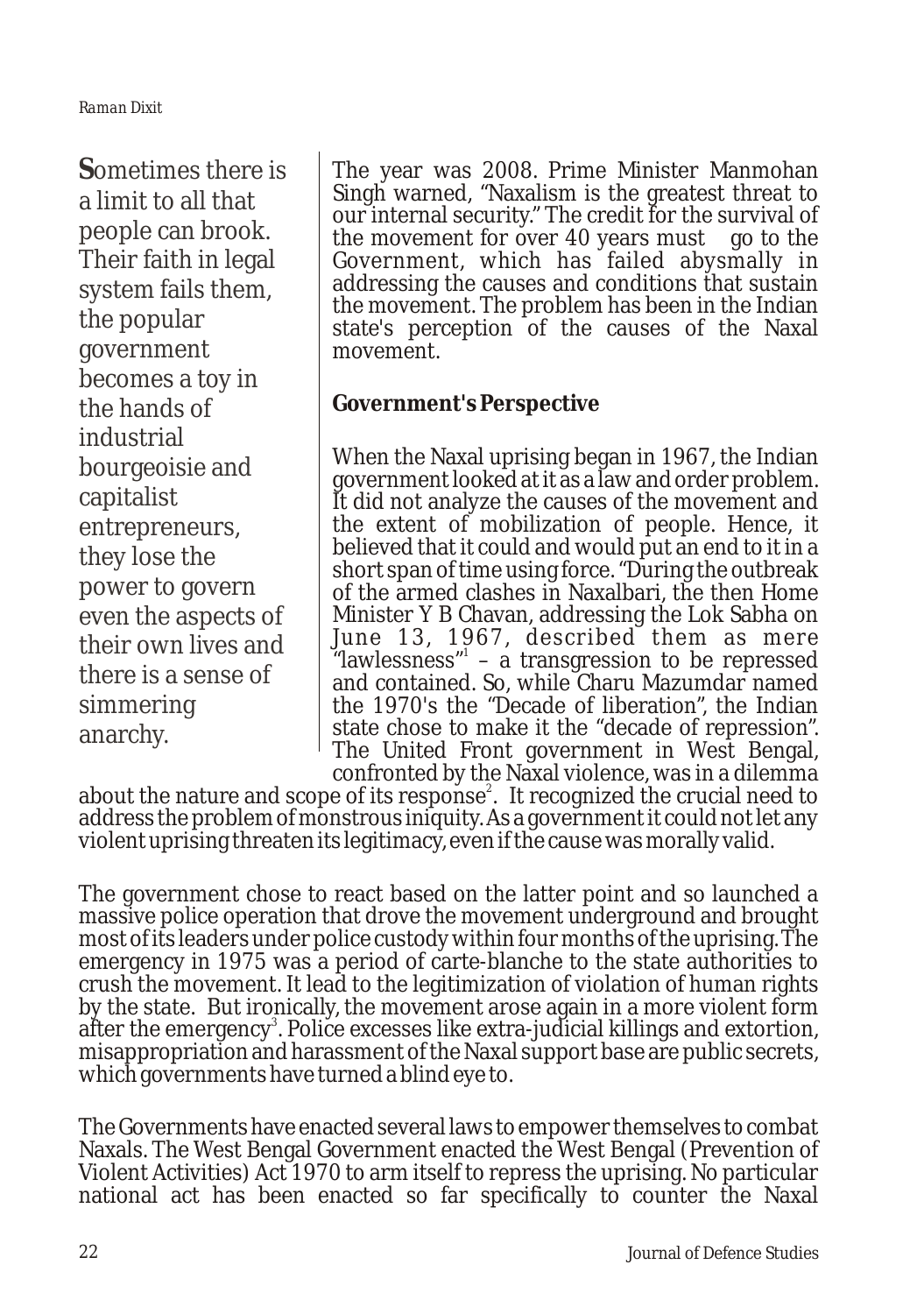**S**ometimes there is a limit to all that people can brook. Their faith in legal system fails them, the popular government becomes a toy in the hands of industrial bourgeoisie and capitalist entrepreneurs, they lose the power to govern even the aspects of their own lives and there is a sense of simmering anarchy.

The year was 2008. Prime Minister Manmohan Singh warned, "Naxalism is the greatest threat to our internal security." The credit for the survival of the movement for over 40 years must go to the Government, which has failed abysmally in addressing the causes and conditions that sustain the movement. The problem has been in the Indian state's perception of the causes of the Naxal movement.

**Government's Perspective**

When the Naxal uprising began in 1967, the Indian government looked at it as a law and order problem. It did not analyze the causes of the movement and the extent of mobilization of people. Hence, it believed that it could and would put an end to it in a short span of time using force. "During the outbreak of the armed clashes in Naxalbari, the then Home Minister Y B Chavan, addressing the Lok Sabha on June 13, 1967, described them as mere "lawlessness"[1] – a transgression to be repressed and contained. So, while Charu Mazumdar named the 1970's the "Decade of liberation", the Indian state chose to make it the "decade of repression". The United Front government in West Bengal, confronted by the Naxal violence, was in a dilemma about the nature and scope of its response[2]. It recognized the crucial need to address the problem of monstrous iniquity. As a government it could not let any violent uprising threaten its legitimacy, even if the cause was morally valid.

The government chose to react based on the latter point and so launched a massive police operation that drove the movement underground and brought most of its leaders under police custody within four months of the uprising. The emergency in 1975 was a period of carte-blanche to the state authorities to crush the movement. It lead to the legitimization of violation of human rights by the state. But ironically, the movement arose again in a more violent form after the emergency[3]. Police excesses like extra-judicial killings and extortion, misappropriation and harassment of the Naxal support base are public secrets, which governments have turned a blind eye to.

The Governments have enacted several laws to empower themselves to combat Naxals. The West Bengal Government enacted the West Bengal (Prevention of Violent Activities) Act 1970 to arm itself to repress the uprising. No particular national act has been enacted so far specifically to counter the Naxal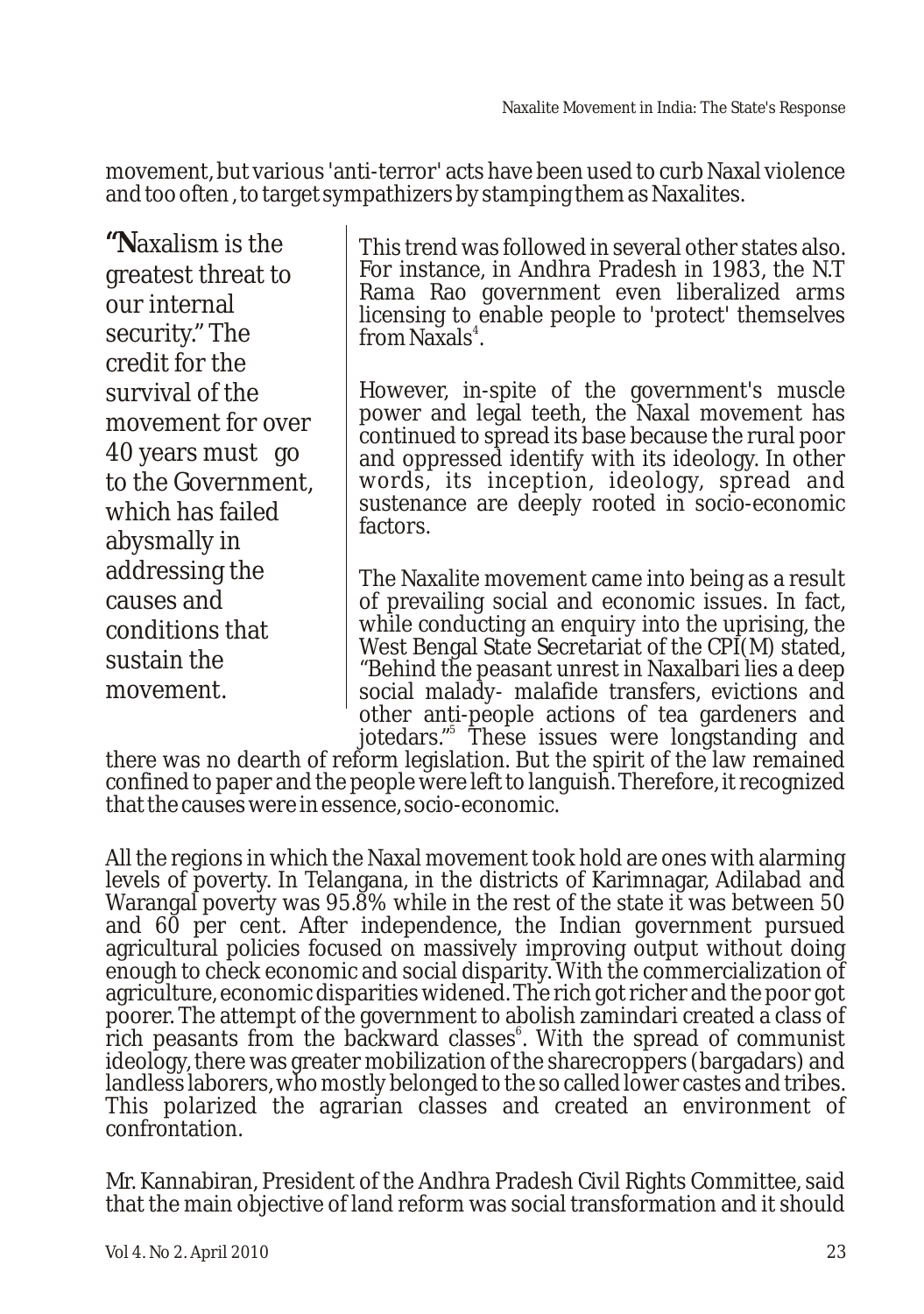movement, but various 'anti-terror' acts have been used to curb Naxal violence and too often , to target sympathizers by stamping them as Naxalites.

> **"N**axalism is the greatest threat to our internal security." The credit for the survival of the movement for over 40 years must go to the Government, which has failed abysmally in addressing the causes and conditions that sustain the movement.

This trend was followed in several other states also. For instance, in Andhra Pradesh in 1983, the N.T Rama Rao government even liberalized arms licensing to enable people to 'protect' themselves from Naxals[4].

However, in-spite of the government's muscle power and legal teeth, the Naxal movement has continued to spread its base because the rural poor and oppressed identify with its ideology. In other words, its inception, ideology, spread and sustenance are deeply rooted in socio-economic factors.

The Naxalite movement came into being as a result of prevailing social and economic issues. In fact, while conducting an enquiry into the uprising, the West Bengal State Secretariat of the CPI(M) stated, "Behind the peasant unrest in Naxalbari lies a deep social malady- malafide transfers, evictions and other anti-people actions of tea gardeners and jotedars."[5] These issues were longstanding and there was no dearth of reform legislation. But the spirit of the law remained confined to paper and the people were left to languish. Therefore, it recognized that the causes were in essence, socio-economic.

All the regions in which the Naxal movement took hold are ones with alarming levels of poverty. In Telangana, in the districts of Karimnagar, Adilabad and Warangal poverty was 95.8% while in the rest of the state it was between 50 and 60 per cent. After independence, the Indian government pursued agricultural policies focused on massively improving output without doing enough to check economic and social disparity. With the commercialization of agriculture, economic disparities widened. The rich got richer and the poor got poorer. The attempt of the government to abolish zamindari created a class of rich peasants from the backward classes[6]. With the spread of communist ideology, there was greater mobilization of the sharecroppers (bargadars) and landless laborers, who mostly belonged to the so called lower castes and tribes. This polarized the agrarian classes and created an environment of confrontation.

Mr. Kannabiran, President of the Andhra Pradesh Civil Rights Committee, said that the main objective of land reform was social transformation and it should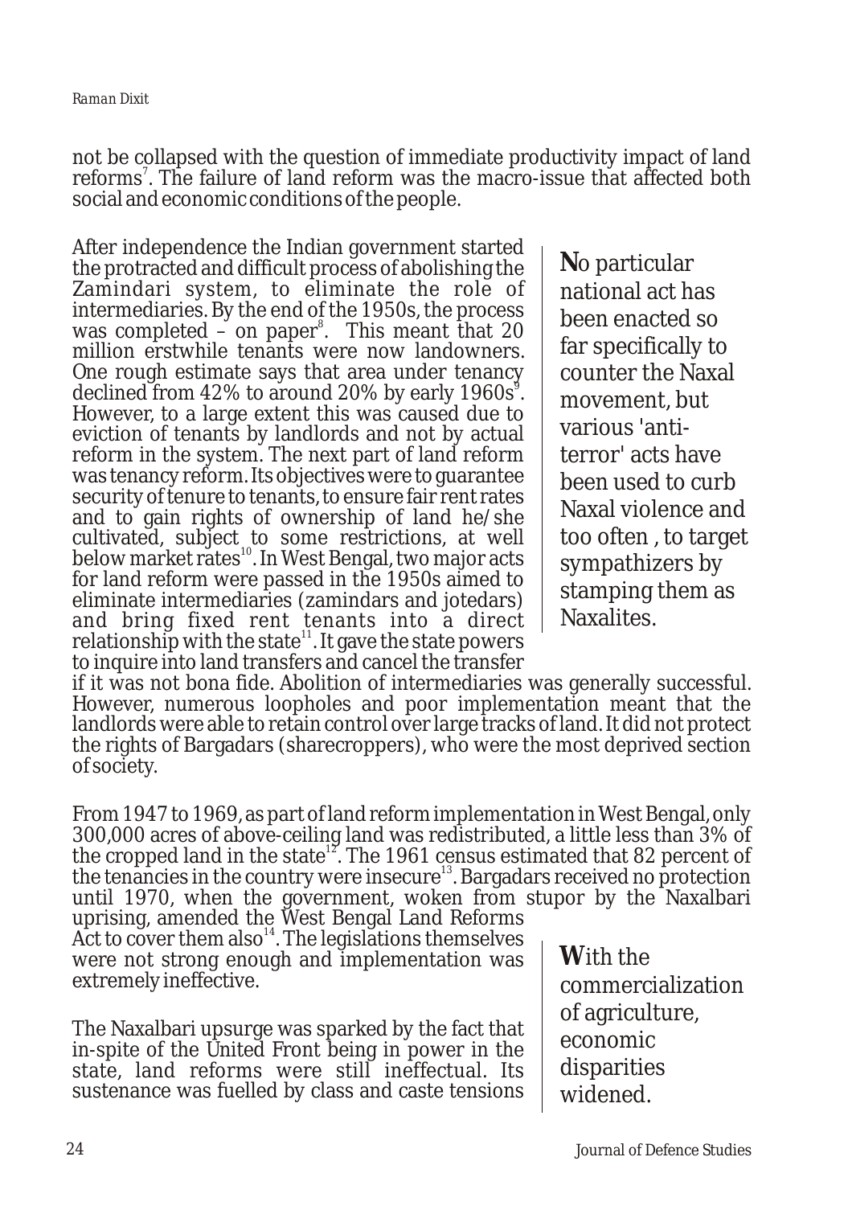not be collapsed with the question of immediate productivity impact of land reforms[7]. The failure of land reform was the macro-issue that affected both social and economic conditions of the people.

After independence the Indian government started the protracted and difficult process of abolishing the Zamindari system, to eliminate the role of intermediaries. By the end of the 1950s, the process was completed – on paper[8]. This meant that 20 million erstwhile tenants were now landowners. One rough estimate says that area under tenancy declined from 42% to around 20% by early 1960s[9]. However, to a large extent this was caused due to eviction of tenants by landlords and not by actual reform in the system. The next part of land reform was tenancy reform. Its objectives were to guarantee security of tenure to tenants, to ensure fair rent rates and to gain rights of ownership of land he/she cultivated, subject to some restrictions, at well below market rates[10]. In West Bengal, two major acts for land reform were passed in the 1950s aimed to eliminate intermediaries (zamindars and jotedars) and bring fixed rent tenants into a direct relationship with the state[11]. It gave the state powers to inquire into land transfers and cancel the transfer if it was not bona fide. Abolition of intermediaries was generally successful. However, numerous loopholes and poor implementation meant that the landlords were able to retain control over large tracks of land. It did not protect the rights of Bargadars (sharecroppers), who were the most deprived section of society.

> **N**o particular national act has been enacted so far specifically to counter the Naxal movement, but various 'anti-terror' acts have been used to curb Naxal violence and too often , to target sympathizers by stamping them as Naxalites.

From 1947 to 1969, as part of land reform implementation in West Bengal, only 300,000 acres of above-ceiling land was redistributed, a little less than 3% of the cropped land in the state[12]. The 1961 census estimated that 82 percent of the tenancies in the country were insecure[13]. Bargadars received no protection until 1970, when the government, woken from stupor by the Naxalbari uprising, amended the West Bengal Land Reforms Act to cover them also[14]. The legislations themselves were not strong enough and implementation was extremely ineffective.

The Naxalbari upsurge was sparked by the fact that in-spite of the United Front being in power in the state, land reforms were still ineffectual. Its sustenance was fuelled by class and caste tensions

> **W**ith the commercialization of agriculture, economic disparities widened.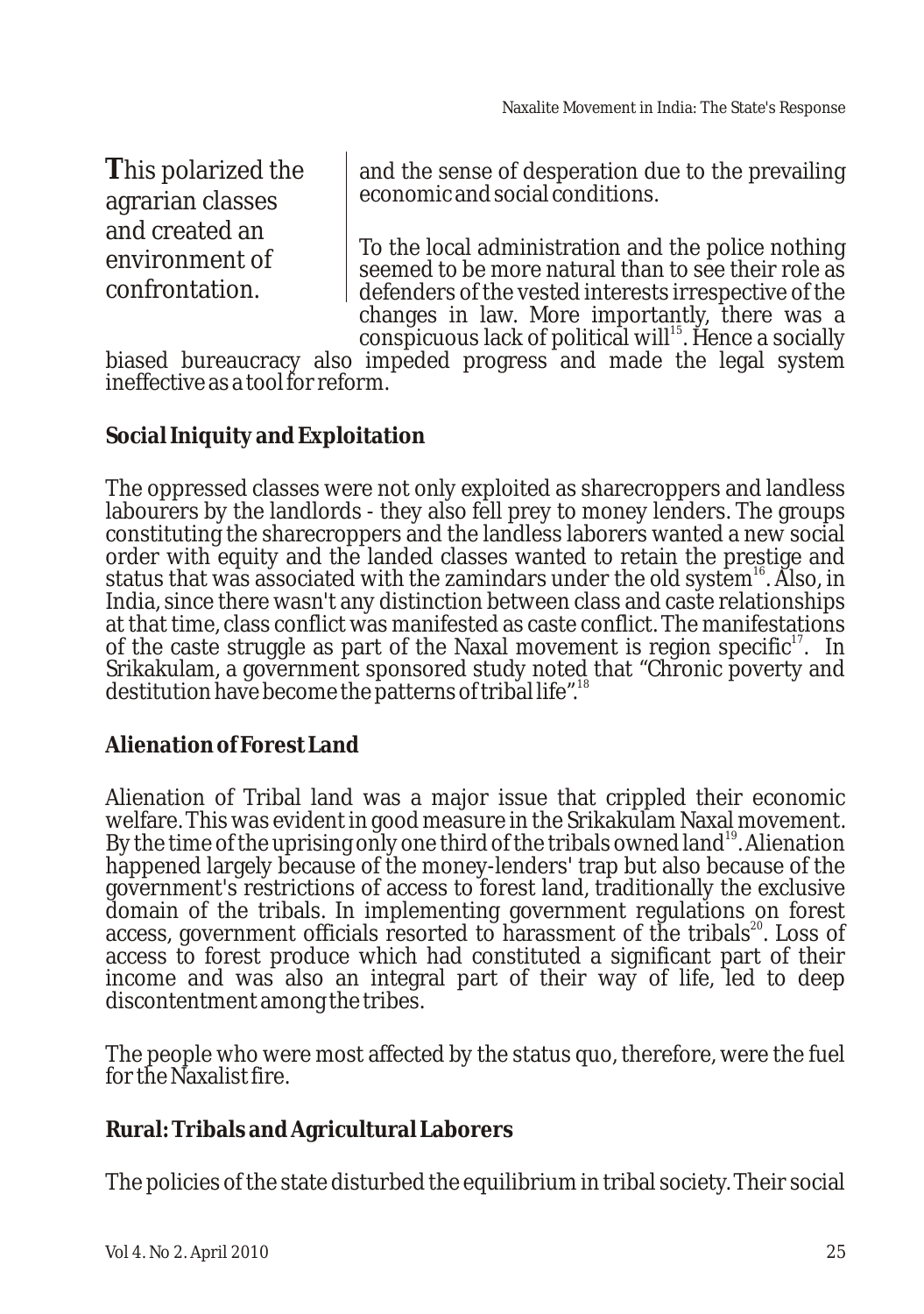> **This polarized the agrarian classes and created an environment of confrontation.**

and the sense of desperation due to the prevailing economic and social conditions.

To the local administration and the police nothing seemed to be more natural than to see their role as defenders of the vested interests irrespective of the changes in law. More importantly, there was a conspicuous lack of political will[15]. Hence a socially biased bureaucracy also impeded progress and made the legal system ineffective as a tool for reform.

## Social Iniquity and Exploitation

The oppressed classes were not only exploited as sharecroppers and landless labourers by the landlords - they also fell prey to money lenders. The groups constituting the sharecroppers and the landless laborers wanted a new social order with equity and the landed classes wanted to retain the prestige and status that was associated with the zamindars under the old system[16]. Also, in India, since there wasn't any distinction between class and caste relationships at that time, class conflict was manifested as caste conflict. The manifestations of the caste struggle as part of the Naxal movement is region specific[17]. In Srikakulam, a government sponsored study noted that "Chronic poverty and destitution have become the patterns of tribal life".[18]

## Alienation of Forest Land

Alienation of Tribal land was a major issue that crippled their economic welfare. This was evident in good measure in the Srikakulam Naxal movement. By the time of the uprising only one third of the tribals owned land[19]. Alienation happened largely because of the money-lenders' trap but also because of the government's restrictions of access to forest land, traditionally the exclusive domain of the tribals. In implementing government regulations on forest access, government officials resorted to harassment of the tribals[20]. Loss of access to forest produce which had constituted a significant part of their income and was also an integral part of their way of life, led to deep discontentment among the tribes.

The people who were most affected by the status quo, therefore, were the fuel for the Naxalist fire.

## Rural: Tribals and Agricultural Laborers

The policies of the state disturbed the equilibrium in tribal society. Their social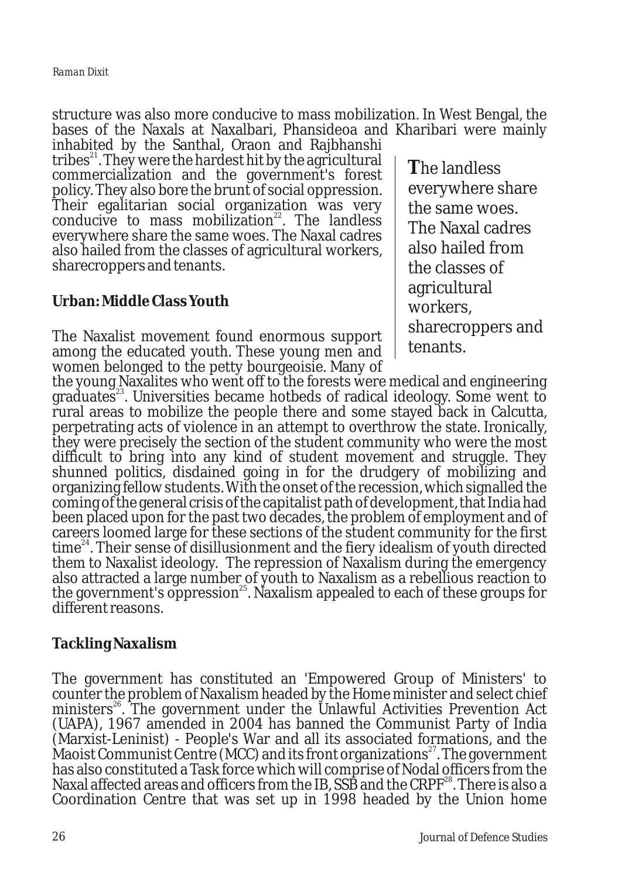structure was also more conducive to mass mobilization. In West Bengal, the bases of the Naxals at Naxalbari, Phansideoa and Kharibari were mainly inhabited by the Santhal, Oraon and Rajbhanshi tribes[21]. They were the hardest hit by the agricultural commercialization and the government's forest policy. They also bore the brunt of social oppression. Their egalitarian social organization was very conducive to mass mobilization[22]. The landless everywhere share the same woes. The Naxal cadres also hailed from the classes of agricultural workers, sharecroppers and tenants.

> **The landless everywhere share the same woes. The Naxal cadres also hailed from the classes of agricultural workers, sharecroppers and tenants.**

### Urban: Middle Class Youth

The Naxalist movement found enormous support among the educated youth. These young men and women belonged to the petty bourgeoisie. Many of the young Naxalites who went off to the forests were medical and engineering graduates[23]. Universities became hotbeds of radical ideology. Some went to rural areas to mobilize the people there and some stayed back in Calcutta, perpetrating acts of violence in an attempt to overthrow the state. Ironically, they were precisely the section of the student community who were the most difficult to bring into any kind of student movement and struggle. They shunned politics, disdained going in for the drudgery of mobilizing and organizing fellow students. With the onset of the recession, which signalled the coming of the general crisis of the capitalist path of development, that India had been placed upon for the past two decades, the problem of employment and of careers loomed large for these sections of the student community for the first time[24]. Their sense of disillusionment and the fiery idealism of youth directed them to Naxalist ideology. The repression of Naxalism during the emergency also attracted a large number of youth to Naxalism as a rebellious reaction to the government's oppression[25]. Naxalism appealed to each of these groups for different reasons.

### Tackling Naxalism

The government has constituted an 'Empowered Group of Ministers' to counter the problem of Naxalism headed by the Home minister and select chief ministers[26]. The government under the Unlawful Activities Prevention Act (UAPA), 1967 amended in 2004 has banned the Communist Party of India (Marxist-Leninist) - People's War and all its associated formations, and the Maoist Communist Centre (MCC) and its front organizations[27]. The government has also constituted a Task force which will comprise of Nodal officers from the Naxal affected areas and officers from the IB, SSB and the CRPF[28]. There is also a Coordination Centre that was set up in 1998 headed by the Union home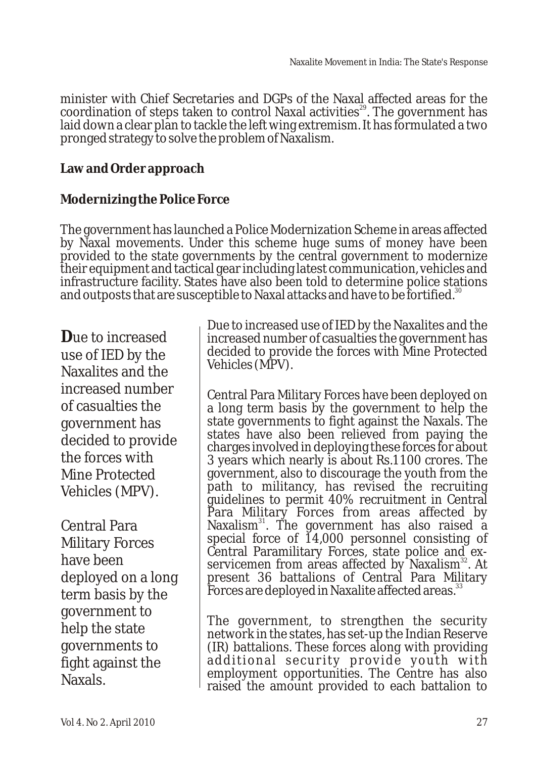minister with Chief Secretaries and DGPs of the Naxal affected areas for the coordination of steps taken to control Naxal activities[29]. The government has laid down a clear plan to tackle the left wing extremism. It has formulated a two pronged strategy to solve the problem of Naxalism.

**Law and Order approach**

**Modernizing the Police Force**

The government has launched a Police Modernization Scheme in areas affected by Naxal movements. Under this scheme huge sums of money have been provided to the state governments by the central government to modernize their equipment and tactical gear including latest communication, vehicles and infrastructure facility. States have also been told to determine police stations and outposts that are susceptible to Naxal attacks and have to be fortified.[30]

Due to increased use of IED by the Naxalites and the increased number of casualties the government has decided to provide the forces with Mine Protected Vehicles (MPV).

Central Para Military Forces have been deployed on a long term basis by the government to help the state governments to fight against the Naxals. The states have also been relieved from paying the charges involved in deploying these forces for about 3 years which nearly is about Rs.1100 crores. The government, also to discourage the youth from the path to militancy, has revised the recruiting guidelines to permit 40% recruitment in Central Para Military Forces from areas affected by Naxalism[31]. The government has also raised a special force of 14,000 personnel consisting of Central Paramilitary Forces, state police and ex-servicemen from areas affected by Naxalism[32]. At present 36 battalions of Central Para Military Forces are deployed in Naxalite affected areas.[33]

The government, to strengthen the security network in the states, has set-up the Indian Reserve (IR) battalions. These forces along with providing additional security provide youth with employment opportunities. The Centre has also raised the amount provided to each battalion to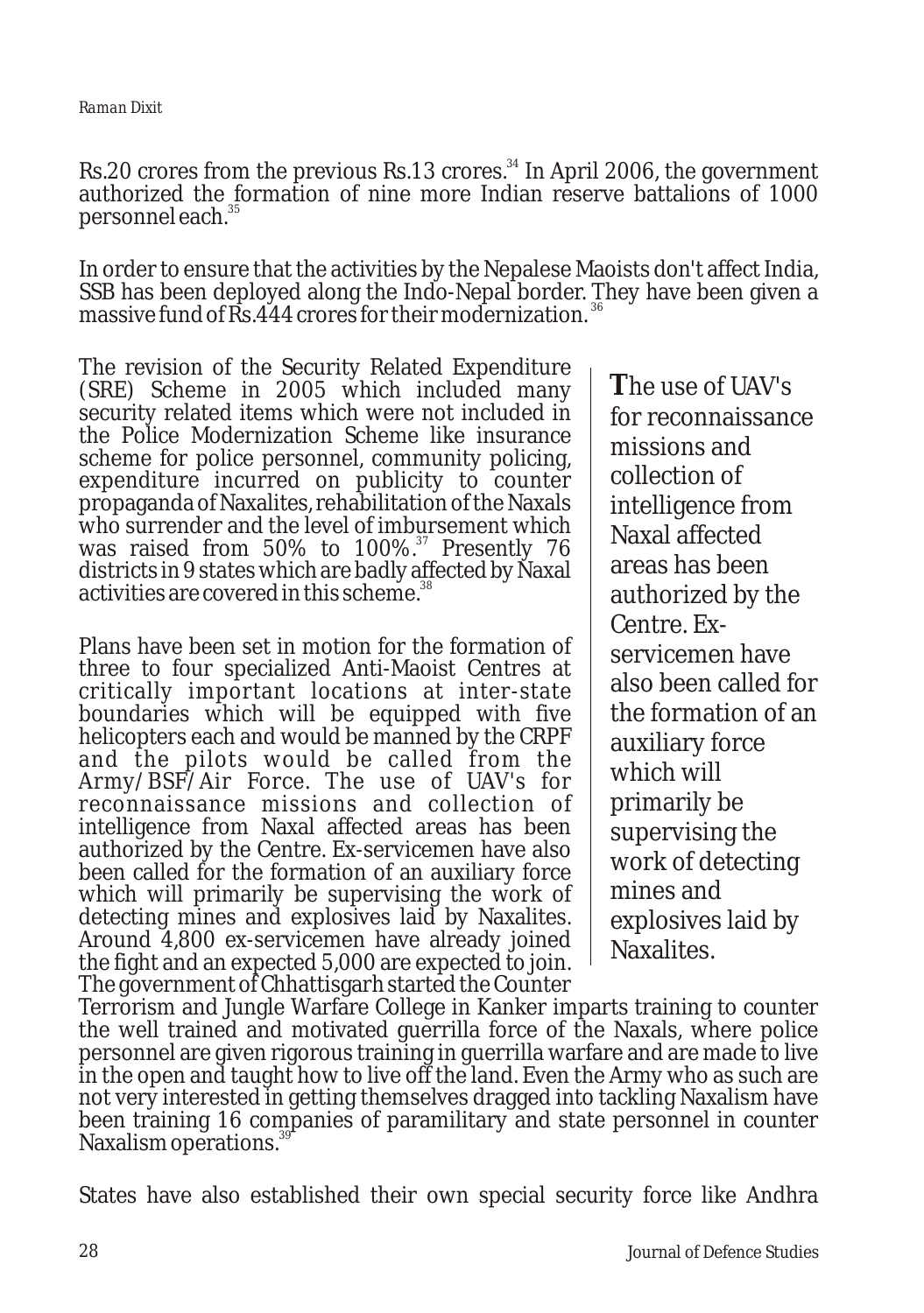Rs.20 crores from the previous Rs.13 crores.[34] In April 2006, the government authorized the formation of nine more Indian reserve battalions of 1000 personnel each.[35]

In order to ensure that the activities by the Nepalese Maoists don't affect India, SSB has been deployed along the Indo-Nepal border. They have been given a massive fund of Rs.444 crores for their modernization.[36]

The revision of the Security Related Expenditure (SRE) Scheme in 2005 which included many security related items which were not included in the Police Modernization Scheme like insurance scheme for police personnel, community policing, expenditure incurred on publicity to counter propaganda of Naxalites, rehabilitation of the Naxals who surrender and the level of imbursement which was raised from 50% to 100%.[37] Presently 76 districts in 9 states which are badly affected by Naxal activities are covered in this scheme.[38]

> **T**he use of UAV's for reconnaissance missions and collection of intelligence from Naxal affected areas has been authorized by the Centre. Ex-servicemen have also been called for the formation of an auxiliary force which will primarily be supervising the work of detecting mines and explosives laid by Naxalites.

Plans have been set in motion for the formation of three to four specialized Anti-Maoist Centres at critically important locations at inter-state boundaries which will be equipped with five helicopters each and would be manned by the CRPF and the pilots would be called from the Army/BSF/Air Force. The use of UAV's for reconnaissance missions and collection of intelligence from Naxal affected areas has been authorized by the Centre. Ex-servicemen have also been called for the formation of an auxiliary force which will primarily be supervising the work of detecting mines and explosives laid by Naxalites. Around 4,800 ex-servicemen have already joined the fight and an expected 5,000 are expected to join. The government of Chhattisgarh started the Counter Terrorism and Jungle Warfare College in Kanker imparts training to counter the well trained and motivated guerrilla force of the Naxals, where police personnel are given rigorous training in guerrilla warfare and are made to live in the open and taught how to live off the land. Even the Army who as such are not very interested in getting themselves dragged into tackling Naxalism have been training 16 companies of paramilitary and state personnel in counter Naxalism operations.[39]

States have also established their own special security force like Andhra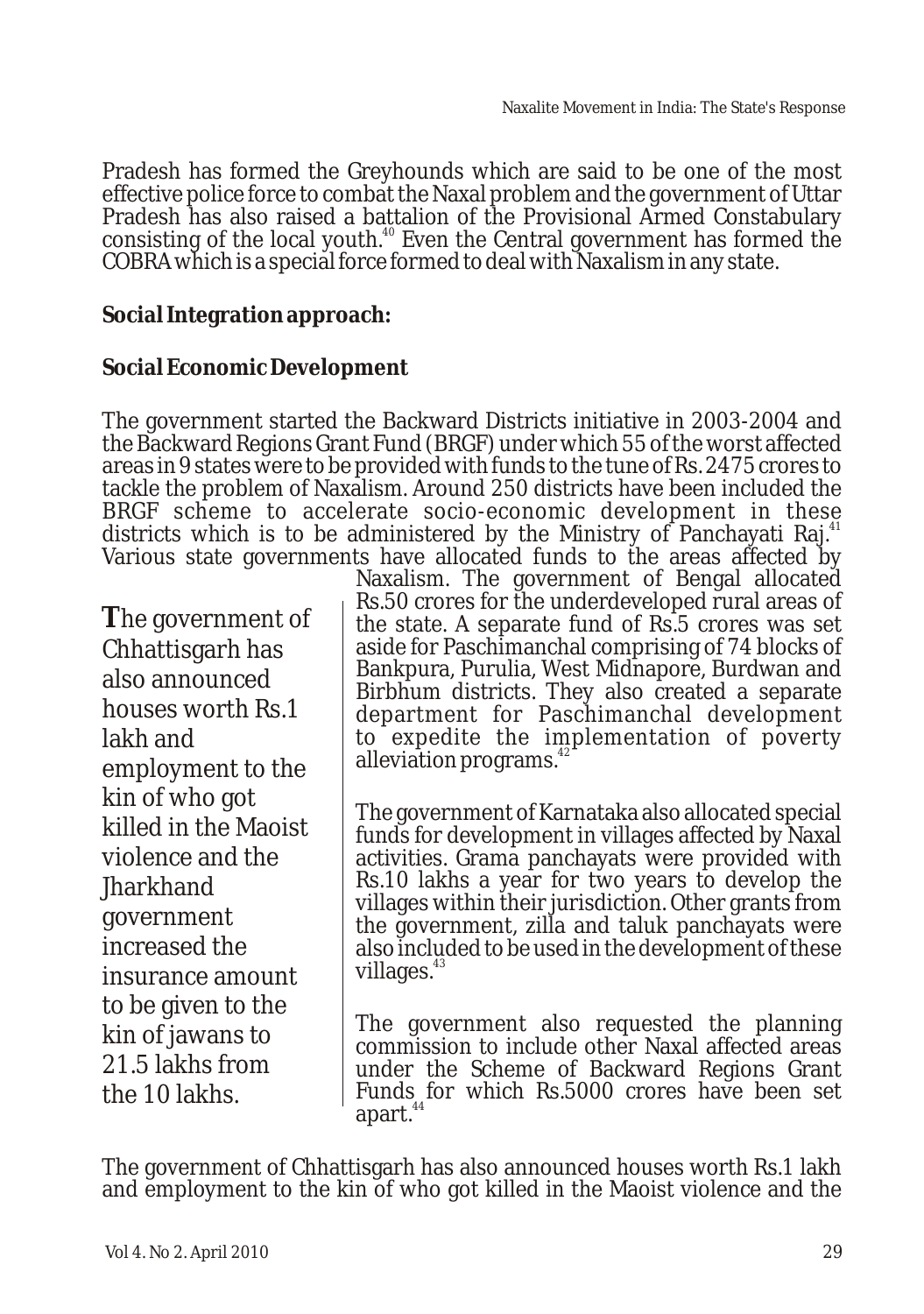Pradesh has formed the Greyhounds which are said to be one of the most effective police force to combat the Naxal problem and the government of Uttar Pradesh has also raised a battalion of the Provisional Armed Constabulary consisting of the local youth.[40] Even the Central government has formed the COBRA which is a special force formed to deal with Naxalism in any state.

**Social Integration approach:**

**Social Economic Development**

The government started the Backward Districts initiative in 2003-2004 and the Backward Regions Grant Fund (BRGF) under which 55 of the worst affected areas in 9 states were to be provided with funds to the tune of Rs. 2475 crores to tackle the problem of Naxalism. Around 250 districts have been included the BRGF scheme to accelerate socio-economic development in these districts which is to be administered by the Ministry of Panchayati Raj.[41] Various state governments have allocated funds to the areas affected by Naxalism. The government of Bengal allocated Rs.50 crores for the underdeveloped rural areas of the state. A separate fund of Rs.5 crores was set aside for Paschimanchal comprising of 74 blocks of Bankpura, Purulia, West Midnapore, Burdwan and Birbhum districts. They also created a separate department for Paschimanchal development to expedite the implementation of poverty alleviation programs.[42]

The government of Karnataka also allocated special funds for development in villages affected by Naxal activities. Grama panchayats were provided with Rs.10 lakhs a year for two years to develop the villages within their jurisdiction. Other grants from the government, zilla and taluk panchayats were also included to be used in the development of these villages.[43]

The government also requested the planning commission to include other Naxal affected areas under the Scheme of Backward Regions Grant Funds for which Rs.5000 crores have been set apart.[44]

The government of Chhattisgarh has also announced houses worth Rs.1 lakh and employment to the kin of who got killed in the Maoist violence and the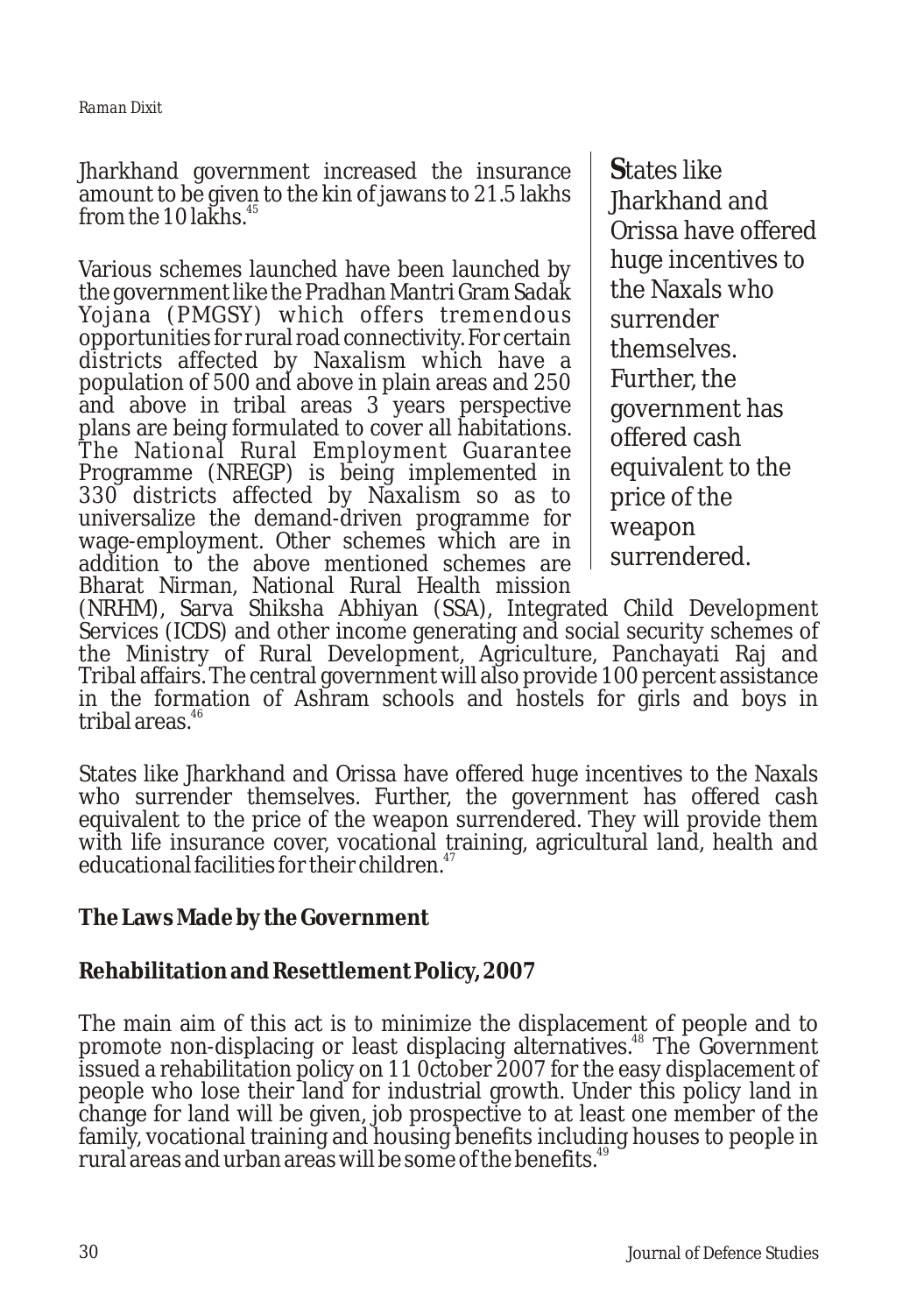Jharkhand government increased the insurance amount to be given to the kin of jawans to 21.5 lakhs from the 10 lakhs.[45]

Various schemes launched have been launched by the government like the Pradhan Mantri Gram Sadak Yojana (PMGSY) which offers tremendous opportunities for rural road connectivity. For certain districts affected by Naxalism which have a population of 500 and above in plain areas and 250 and above in tribal areas 3 years perspective plans are being formulated to cover all habitations. The National Rural Employment Guarantee Programme (NREGP) is being implemented in 330 districts affected by Naxalism so as to universalize the demand-driven programme for wage-employment. Other schemes which are in addition to the above mentioned schemes are Bharat Nirman, National Rural Health mission (NRHM), Sarva Shiksha Abhiyan (SSA), Integrated Child Development Services (ICDS) and other income generating and social security schemes of the Ministry of Rural Development, Agriculture, Panchayati Raj and Tribal affairs. The central government will also provide 100 percent assistance in the formation of Ashram schools and hostels for girls and boys in tribal areas.[46]

> **S**tates like Jharkhand and Orissa have offered huge incentives to the Naxals who surrender themselves. Further, the government has offered cash equivalent to the price of the weapon surrendered.

States like Jharkhand and Orissa have offered huge incentives to the Naxals who surrender themselves. Further, the government has offered cash equivalent to the price of the weapon surrendered. They will provide them with life insurance cover, vocational training, agricultural land, health and educational facilities for their children.[47]

### The Laws Made by the Government

### Rehabilitation and Resettlement Policy, 2007

The main aim of this act is to minimize the displacement of people and to promote non-displacing or least displacing alternatives.[48] The Government issued a rehabilitation policy on 11 0ctober 2007 for the easy displacement of people who lose their land for industrial growth. Under this policy land in change for land will be given, job prospective to at least one member of the family, vocational training and housing benefits including houses to people in rural areas and urban areas will be some of the benefits.[49]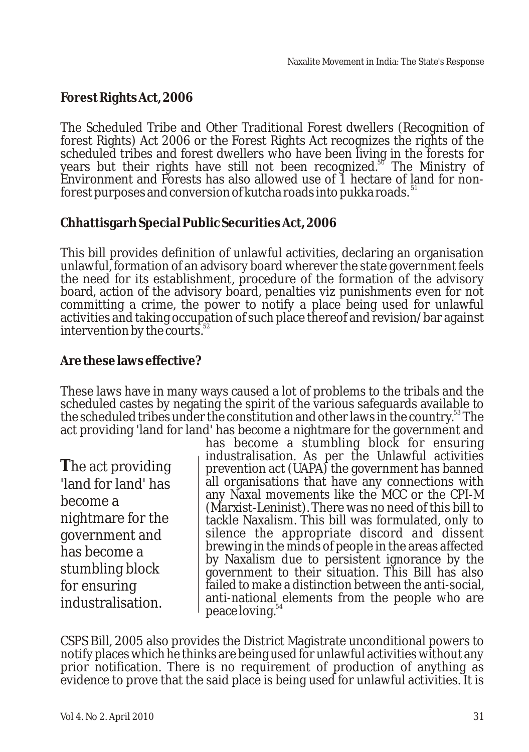## Forest Rights Act, 2006

The Scheduled Tribe and Other Traditional Forest dwellers (Recognition of forest Rights) Act 2006 or the Forest Rights Act recognizes the rights of the scheduled tribes and forest dwellers who have been living in the forests for years but their rights have still not been recognized.[50] The Ministry of Environment and Forests has also allowed use of 1 hectare of land for non-forest purposes and conversion of kutcha roads into pukka roads.[51]

## Chhattisgarh Special Public Securities Act, 2006

This bill provides definition of unlawful activities, declaring an organisation unlawful, formation of an advisory board wherever the state government feels the need for its establishment, procedure of the formation of the advisory board, action of the advisory board, penalties viz punishments even for not committing a crime, the power to notify a place being used for unlawful activities and taking occupation of such place thereof and revision/bar against intervention by the courts.[52]

## Are these laws effective?

These laws have in many ways caused a lot of problems to the tribals and the scheduled castes by negating the spirit of the various safeguards available to the scheduled tribes under the constitution and other laws in the country.[53] The act providing 'land for land' has become a nightmare for the government and has become a stumbling block for ensuring industralisation. As per the Unlawful activities prevention act (UAPA) the government has banned all organisations that have any connections with any Naxal movements like the MCC or the CPI-M (Marxist-Leninist). There was no need of this bill to tackle Naxalism. This bill was formulated, only to silence the appropriate discord and dissent brewing in the minds of people in the areas affected by Naxalism due to persistent ignorance by the government to their situation. This Bill has also failed to make a distinction between the anti-social, anti-national elements from the people who are peace loving.[54]

> **T**he act providing 'land for land' has become a nightmare for the government and has become a stumbling block for ensuring industralisation.

CSPS Bill, 2005 also provides the District Magistrate unconditional powers to notify places which he thinks are being used for unlawful activities without any prior notification. There is no requirement of production of anything as evidence to prove that the said place is being used for unlawful activities. It is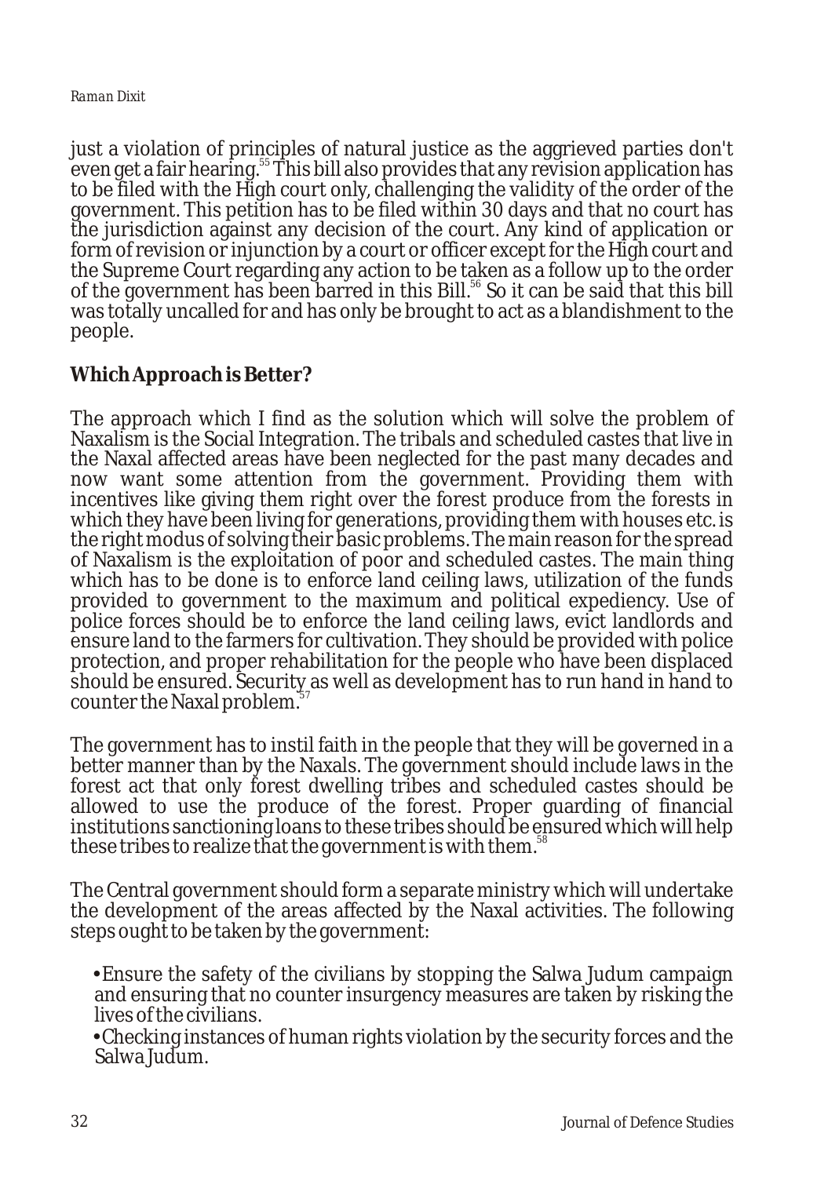just a violation of principles of natural justice as the aggrieved parties don't even get a fair hearing.[55] This bill also provides that any revision application has to be filed with the High court only, challenging the validity of the order of the government. This petition has to be filed within 30 days and that no court has the jurisdiction against any decision of the court. Any kind of application or form of revision or injunction by a court or officer except for the High court and the Supreme Court regarding any action to be taken as a follow up to the order of the government has been barred in this Bill.[56] So it can be said that this bill was totally uncalled for and has only be brought to act as a blandishment to the people.

## Which Approach is Better?

The approach which I find as the solution which will solve the problem of Naxalism is the Social Integration. The tribals and scheduled castes that live in the Naxal affected areas have been neglected for the past many decades and now want some attention from the government. Providing them with incentives like giving them right over the forest produce from the forests in which they have been living for generations, providing them with houses etc. is the right modus of solving their basic problems. The main reason for the spread of Naxalism is the exploitation of poor and scheduled castes. The main thing which has to be done is to enforce land ceiling laws, utilization of the funds provided to government to the maximum and political expediency. Use of police forces should be to enforce the land ceiling laws, evict landlords and ensure land to the farmers for cultivation. They should be provided with police protection, and proper rehabilitation for the people who have been displaced should be ensured. Security as well as development has to run hand in hand to counter the Naxal problem.[57]

The government has to instil faith in the people that they will be governed in a better manner than by the Naxals. The government should include laws in the forest act that only forest dwelling tribes and scheduled castes should be allowed to use the produce of the forest. Proper guarding of financial institutions sanctioning loans to these tribes should be ensured which will help these tribes to realize that the government is with them.[58]

The Central government should form a separate ministry which will undertake the development of the areas affected by the Naxal activities. The following steps ought to be taken by the government:

- Ensure the safety of the civilians by stopping the Salwa Judum campaign and ensuring that no counter insurgency measures are taken by risking the lives of the civilians.
- Checking instances of human rights violation by the security forces and the Salwa Judum.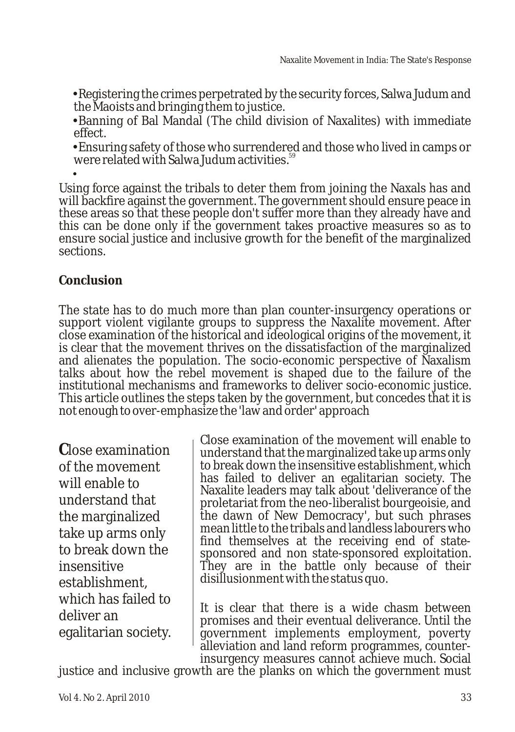- Registering the crimes perpetrated by the security forces, Salwa Judum and the Maoists and bringing them to justice.
- Banning of Bal Mandal (The child division of Naxalites) with immediate effect.
- Ensuring safety of those who surrendered and those who lived in camps or were related with Salwa Judum activities.[59]

Using force against the tribals to deter them from joining the Naxals has and will backfire against the government. The government should ensure peace in these areas so that these people don't suffer more than they already have and this can be done only if the government takes proactive measures so as to ensure social justice and inclusive growth for the benefit of the marginalized sections.

## Conclusion

The state has to do much more than plan counter-insurgency operations or support violent vigilante groups to suppress the Naxalite movement. After close examination of the historical and ideological origins of the movement, it is clear that the movement thrives on the dissatisfaction of the marginalized and alienates the population. The socio-economic perspective of Naxalism talks about how the rebel movement is shaped due to the failure of the institutional mechanisms and frameworks to deliver socio-economic justice. This article outlines the steps taken by the government, but concedes that it is not enough to over-emphasize the 'law and order' approach

> Close examination of the movement will enable to understand that the marginalized take up arms only to break down the insensitive establishment, which has failed to deliver an egalitarian society.

Close examination of the movement will enable to understand that the marginalized take up arms only to break down the insensitive establishment, which has failed to deliver an egalitarian society. The Naxalite leaders may talk about 'deliverance of the proletariat from the neo-liberalist bourgeoisie, and the dawn of New Democracy', but such phrases mean little to the tribals and landless labourers who find themselves at the receiving end of state-sponsored and non state-sponsored exploitation. They are in the battle only because of their disillusionment with the status quo.

It is clear that there is a wide chasm between promises and their eventual deliverance. Until the government implements employment, poverty alleviation and land reform programmes, counter-insurgency measures cannot achieve much. Social justice and inclusive growth are the planks on which the government must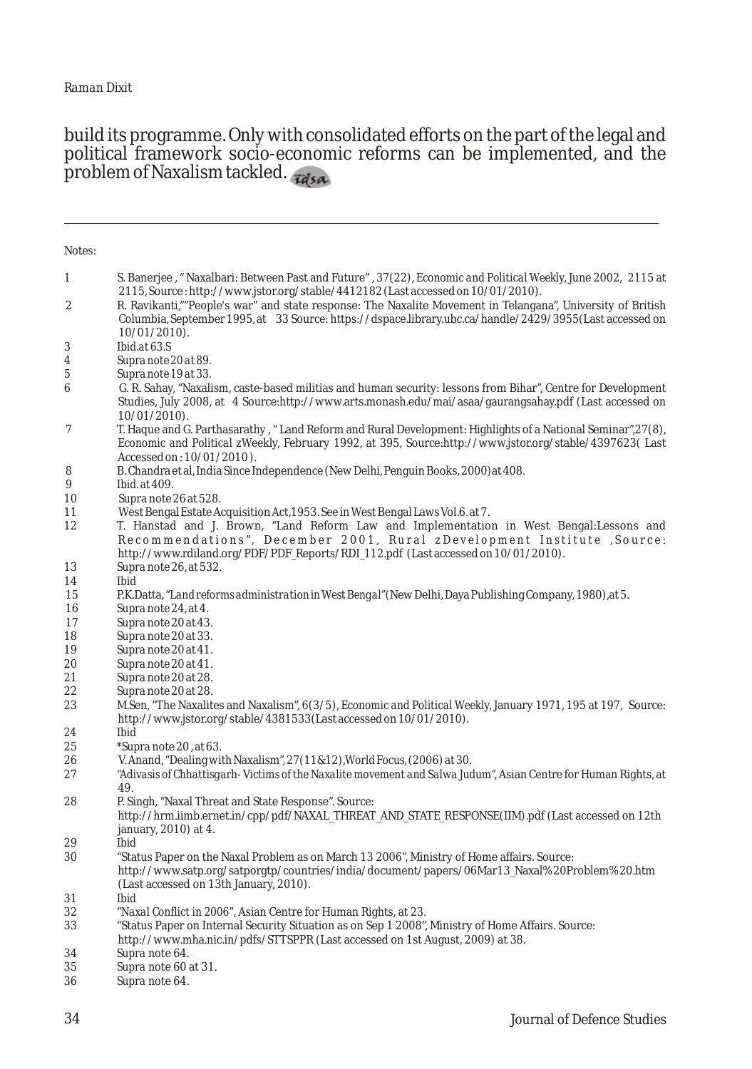build its programme. Only with consolidated efforts on the part of the legal and political framework socio-economic reforms can be implemented, and the problem of Naxalism tackled.

---

Notes:

1. S. Banerjee , " Naxalbari: Between Past and Future" , 37(22), *Economic and Political Weekly*, June 2002, 2115 at 2115, Source : http://www.jstor.org/stable/4412182 (Last accessed on 10/01/2010).
2. R. Ravikanti,""People's war" and state response: The Naxalite Movement in Telangana", University of British Columbia, September 1995, at 33 Source: https://dspace.library.ubc.ca/handle/2429/3955(Last accessed on 10/01/2010).
3. *Ibid.*at 63.S
4. *Supra* note 20 at 89.
5. *Supra* note 19 at 33.
6. G. R. Sahay, "Naxalism, caste-based militias and human security: lessons from Bihar", Centre for Development Studies, July 2008, at 4 Source:http://www.arts.monash.edu/mai/asaa/gaurangsahay.pdf (Last accessed on 10/01/2010).
7. T. Haque and G. Parthasarathy , " Land Reform and Rural Development: Highlights of a National Seminar",27(8), *Economic and Political zWeekly*, February 1992, at 395, Source:http://www.jstor.org/stable/4397623( Last Accessed on : 10/01/2010 ).
8. B. Chandra et al, *India Since Independence* (New Delhi, Penguin Books, 2000) at 408.
9. *Ibid.* at 409.
10. *Supra* note 26 at 528.
11. West Bengal Estate Acquisition Act,1953. See in West Bengal Laws Vol.6. at 7.
12. T. Hanstad and J. Brown, "Land Reform Law and Implementation in West Bengal:Lessons and Recommendations", December 2001, Rural zDevelopment Institute ,Source: http://www.rdiland.org/PDF/PDF_Reports/RDI_112.pdf (Last accessed on 10/01/2010).
13. *Supra* note 26, at 532.
14. *Ibid*
15. P.K.Datta, "*Land reforms administration in West Bengal*"(New Delhi, Daya Publishing Company, 1980),at 5.
16. *Supra* note 24, at 4.
17. *Supra* note 20 at 43.
18. *Supra* note 20 at 33.
19. *Supra* note 20 at 41.
20. *Supra* note 20 at 41.
21. *Supra* note 20 at 28.
22. *Supra* note 20 at 28.
23. M.Sen, "The Naxalites and Naxalism", 6(3/5), *Economic and Political Weekly*, January 1971, 195 at 197, Source: http://www.jstor.org/stable/4381533(Last accessed on 10/01/2010).
24. *Ibid*
25. \**Supra* note 20 , at 63.
26. V. Anand, "Dealing with Naxalism", 27(11&12),*World Focus*, (2006) at 30.
27. "*Adivasis of Chhattisgarh- Victims of the Naxalite movement and Salwa Judum*", Asian Centre for Human Rights, at 49.
28. P. Singh, "Naxal Threat and State Response". Source: http://hrm.iimb.ernet.in/cpp/pdf/NAXAL_THREAT_AND_STATE_RESPONSE(IIM).pdf (Last accessed on 12th january, 2010) at 4.
29. *Ibid*
30. "Status Paper on the Naxal Problem as on March 13 2006", Ministry of Home affairs. Source: http://www.satp.org/satporgtp/countries/india/document/papers/06Mar13_Naxal%20Problem%20.htm (Last accessed on 13th January, 2010).
31. *Ibid*
32. "*Naxal Conflict in 2006*", Asian Centre for Human Rights, at 23.
33. "Status Paper on Internal Security Situation as on Sep 1 2008", Ministry of Home Affairs. Source: http://www.mha.nic.in/pdfs/STTSPPR (Last accessed on 1st August, 2009) at 38.
34. *Supra* note 64.
35. *Supra* note 60 at 31.
36. *Supra* note 64.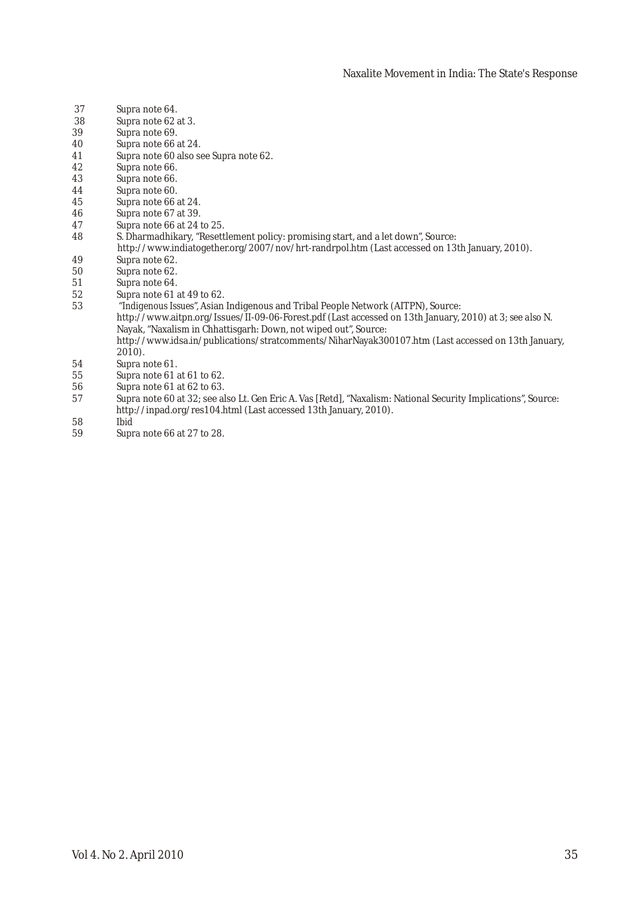37 Supra note 64.
38 Supra note 62 at 3.
39 Supra note 69.
40 Supra note 66 at 24.
41 Supra note 60 also see Supra note 62.
42 Supra note 66.
43 Supra note 66.
44 Supra note 60.
45 Supra note 66 at 24.
46 Supra note 67 at 39.
47 Supra note 66 at 24 to 25.
48 S. Dharmadhikary, "Resettlement policy: promising start, and a let down", Source: http://www.indiatogether.org/2007/nov/hrt-randrpol.htm (Last accessed on 13th January, 2010).
49 Supra note 62.
50 Supra note 62.
51 Supra note 64.
52 Supra note 61 at 49 to 62.
53 "Indigenous Issues", Asian Indigenous and Tribal People Network (AITPN), Source: http://www.aitpn.org/Issues/II-09-06-Forest.pdf (Last accessed on 13th January, 2010) at 3; see also N. Nayak, "Naxalism in Chhattisgarh: Down, not wiped out", Source: http://www.idsa.in/publications/stratcomments/NiharNayak300107.htm (Last accessed on 13th January, 2010).
54 Supra note 61.
55 Supra note 61 at 61 to 62.
56 Supra note 61 at 62 to 63.
57 Supra note 60 at 32; see also Lt. Gen Eric A. Vas [Retd], "Naxalism: National Security Implications", Source: http://inpad.org/res104.html (Last accessed 13th January, 2010).
58 Ibid
59 Supra note 66 at 27 to 28.